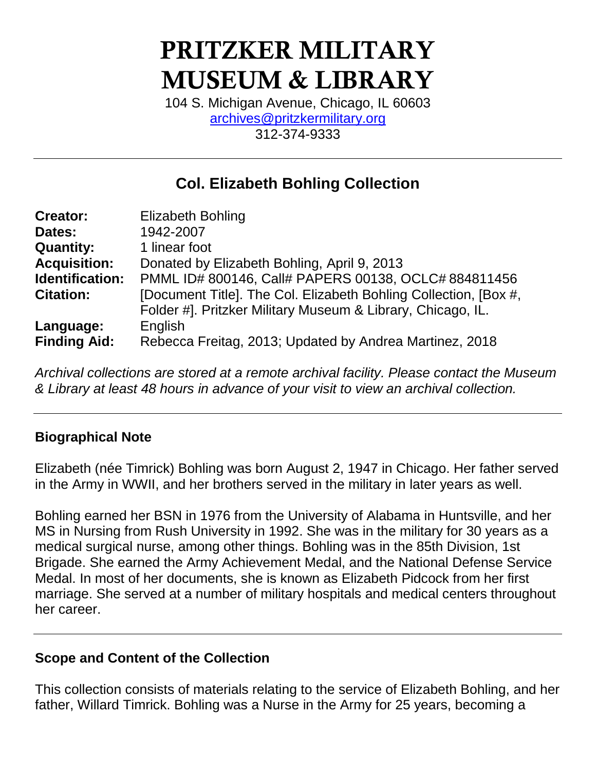# PRITZKER MILITARY MUSEUM & LIBRARY

104 S. Michigan Avenue, Chicago, IL 60603
archives@pritzkermilitary.org
312-374-9333

---

## Col. Elizabeth Bohling Collection

| | |
|---|---|
| **Creator:** | Elizabeth Bohling |
| **Dates:** | 1942-2007 |
| **Quantity:** | 1 linear foot |
| **Acquisition:** | Donated by Elizabeth Bohling, April 9, 2013 |
| **Identification:** | PMML ID# 800146, Call# PAPERS 00138, OCLC# 884811456 |
| **Citation:** | [Document Title]. The Col. Elizabeth Bohling Collection, [Box #, Folder #]. Pritzker Military Museum & Library, Chicago, IL. |
| **Language:** | English |
| **Finding Aid:** | Rebecca Freitag, 2013; Updated by Andrea Martinez, 2018 |

*Archival collections are stored at a remote archival facility. Please contact the Museum & Library at least 48 hours in advance of your visit to view an archival collection.*

---

### Biographical Note

Elizabeth (née Timrick) Bohling was born August 2, 1947 in Chicago. Her father served in the Army in WWII, and her brothers served in the military in later years as well.

Bohling earned her BSN in 1976 from the University of Alabama in Huntsville, and her MS in Nursing from Rush University in 1992. She was in the military for 30 years as a medical surgical nurse, among other things. Bohling was in the 85th Division, 1st Brigade. She earned the Army Achievement Medal, and the National Defense Service Medal. In most of her documents, she is known as Elizabeth Pidcock from her first marriage. She served at a number of military hospitals and medical centers throughout her career.

---

### Scope and Content of the Collection

This collection consists of materials relating to the service of Elizabeth Bohling, and her father, Willard Timrick. Bohling was a Nurse in the Army for 25 years, becoming a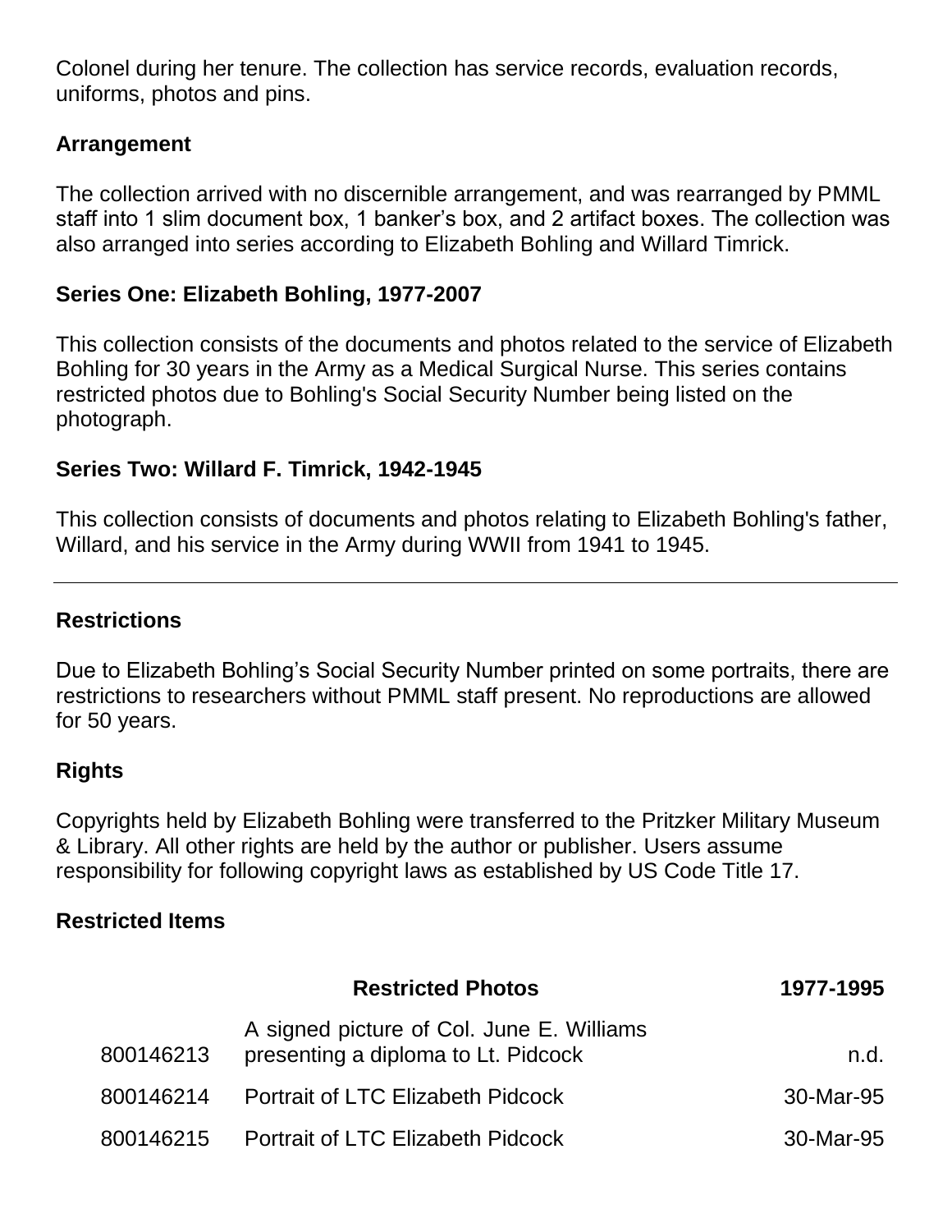Colonel during her tenure. The collection has service records, evaluation records, uniforms, photos and pins.

### Arrangement

The collection arrived with no discernible arrangement, and was rearranged by PMML staff into 1 slim document box, 1 banker's box, and 2 artifact boxes. The collection was also arranged into series according to Elizabeth Bohling and Willard Timrick.

### Series One: Elizabeth Bohling, 1977-2007

This collection consists of the documents and photos related to the service of Elizabeth Bohling for 30 years in the Army as a Medical Surgical Nurse. This series contains restricted photos due to Bohling's Social Security Number being listed on the photograph.

### Series Two: Willard F. Timrick, 1942-1945

This collection consists of documents and photos relating to Elizabeth Bohling's father, Willard, and his service in the Army during WWII from 1941 to 1945.

---

### Restrictions

Due to Elizabeth Bohling's Social Security Number printed on some portraits, there are restrictions to researchers without PMML staff present. No reproductions are allowed for 50 years.

### Rights

Copyrights held by Elizabeth Bohling were transferred to the Pritzker Military Museum & Library. All other rights are held by the author or publisher. Users assume responsibility for following copyright laws as established by US Code Title 17.

### Restricted Items

| | **Restricted Photos** | **1977-1995** |
|---|---|---|
| 800146213 | A signed picture of Col. June E. Williams presenting a diploma to Lt. Pidcock | n.d. |
| 800146214 | Portrait of LTC Elizabeth Pidcock | 30-Mar-95 |
| 800146215 | Portrait of LTC Elizabeth Pidcock | 30-Mar-95 |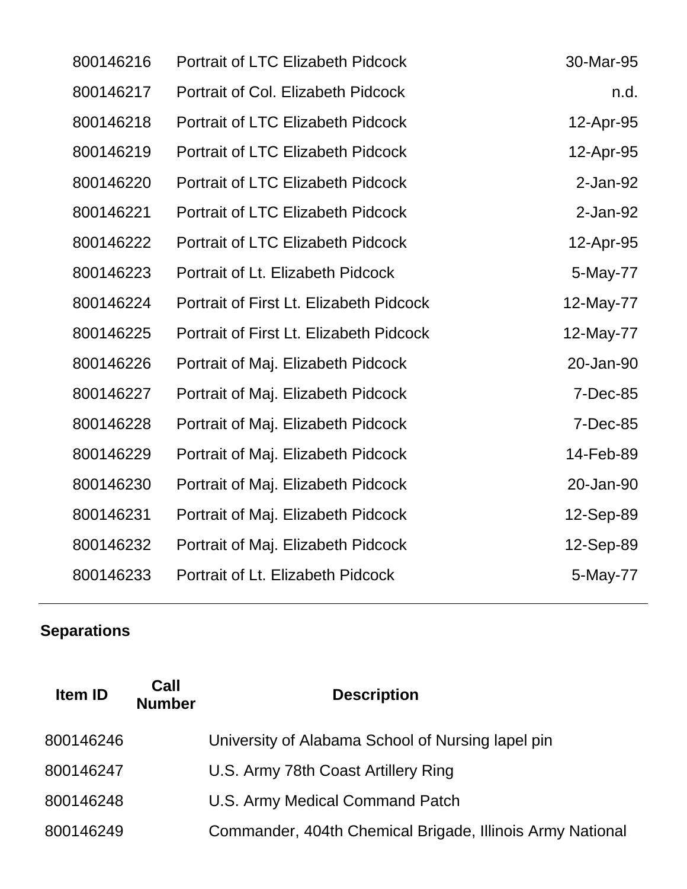| | | |
|---|---|---|
| 800146216 | Portrait of LTC Elizabeth Pidcock | 30-Mar-95 |
| 800146217 | Portrait of Col. Elizabeth Pidcock | n.d. |
| 800146218 | Portrait of LTC Elizabeth Pidcock | 12-Apr-95 |
| 800146219 | Portrait of LTC Elizabeth Pidcock | 12-Apr-95 |
| 800146220 | Portrait of LTC Elizabeth Pidcock | 2-Jan-92 |
| 800146221 | Portrait of LTC Elizabeth Pidcock | 2-Jan-92 |
| 800146222 | Portrait of LTC Elizabeth Pidcock | 12-Apr-95 |
| 800146223 | Portrait of Lt. Elizabeth Pidcock | 5-May-77 |
| 800146224 | Portrait of First Lt. Elizabeth Pidcock | 12-May-77 |
| 800146225 | Portrait of First Lt. Elizabeth Pidcock | 12-May-77 |
| 800146226 | Portrait of Maj. Elizabeth Pidcock | 20-Jan-90 |
| 800146227 | Portrait of Maj. Elizabeth Pidcock | 7-Dec-85 |
| 800146228 | Portrait of Maj. Elizabeth Pidcock | 7-Dec-85 |
| 800146229 | Portrait of Maj. Elizabeth Pidcock | 14-Feb-89 |
| 800146230 | Portrait of Maj. Elizabeth Pidcock | 20-Jan-90 |
| 800146231 | Portrait of Maj. Elizabeth Pidcock | 12-Sep-89 |
| 800146232 | Portrait of Maj. Elizabeth Pidcock | 12-Sep-89 |
| 800146233 | Portrait of Lt. Elizabeth Pidcock | 5-May-77 |

## Separations

| Item ID | Call Number | Description |
|---|---|---|
| 800146246 | | University of Alabama School of Nursing lapel pin |
| 800146247 | | U.S. Army 78th Coast Artillery Ring |
| 800146248 | | U.S. Army Medical Command Patch |
| 800146249 | | Commander, 404th Chemical Brigade, Illinois Army National |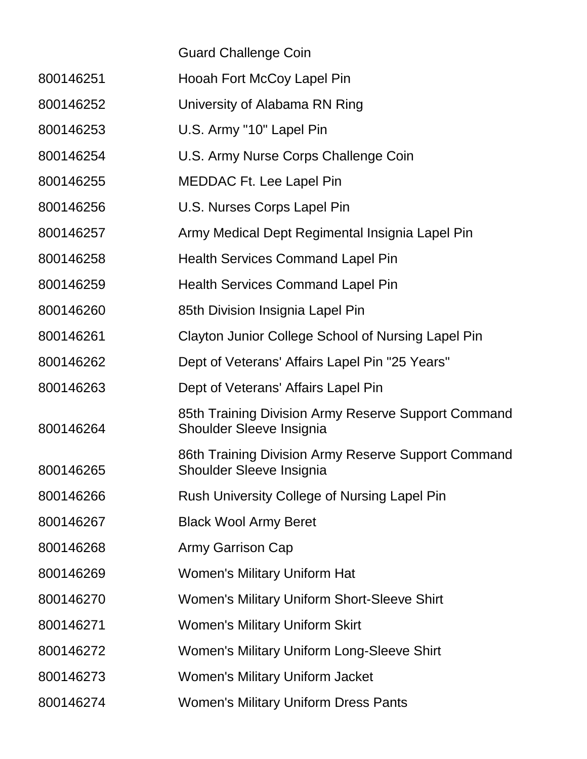| | |
|---|---|
| | Guard Challenge Coin |
| 800146251 | Hooah Fort McCoy Lapel Pin |
| 800146252 | University of Alabama RN Ring |
| 800146253 | U.S. Army "10" Lapel Pin |
| 800146254 | U.S. Army Nurse Corps Challenge Coin |
| 800146255 | MEDDAC Ft. Lee Lapel Pin |
| 800146256 | U.S. Nurses Corps Lapel Pin |
| 800146257 | Army Medical Dept Regimental Insignia Lapel Pin |
| 800146258 | Health Services Command Lapel Pin |
| 800146259 | Health Services Command Lapel Pin |
| 800146260 | 85th Division Insignia Lapel Pin |
| 800146261 | Clayton Junior College School of Nursing Lapel Pin |
| 800146262 | Dept of Veterans' Affairs Lapel Pin "25 Years" |
| 800146263 | Dept of Veterans' Affairs Lapel Pin |
| 800146264 | 85th Training Division Army Reserve Support Command Shoulder Sleeve Insignia |
| 800146265 | 86th Training Division Army Reserve Support Command Shoulder Sleeve Insignia |
| 800146266 | Rush University College of Nursing Lapel Pin |
| 800146267 | Black Wool Army Beret |
| 800146268 | Army Garrison Cap |
| 800146269 | Women's Military Uniform Hat |
| 800146270 | Women's Military Uniform Short-Sleeve Shirt |
| 800146271 | Women's Military Uniform Skirt |
| 800146272 | Women's Military Uniform Long-Sleeve Shirt |
| 800146273 | Women's Military Uniform Jacket |
| 800146274 | Women's Military Uniform Dress Pants |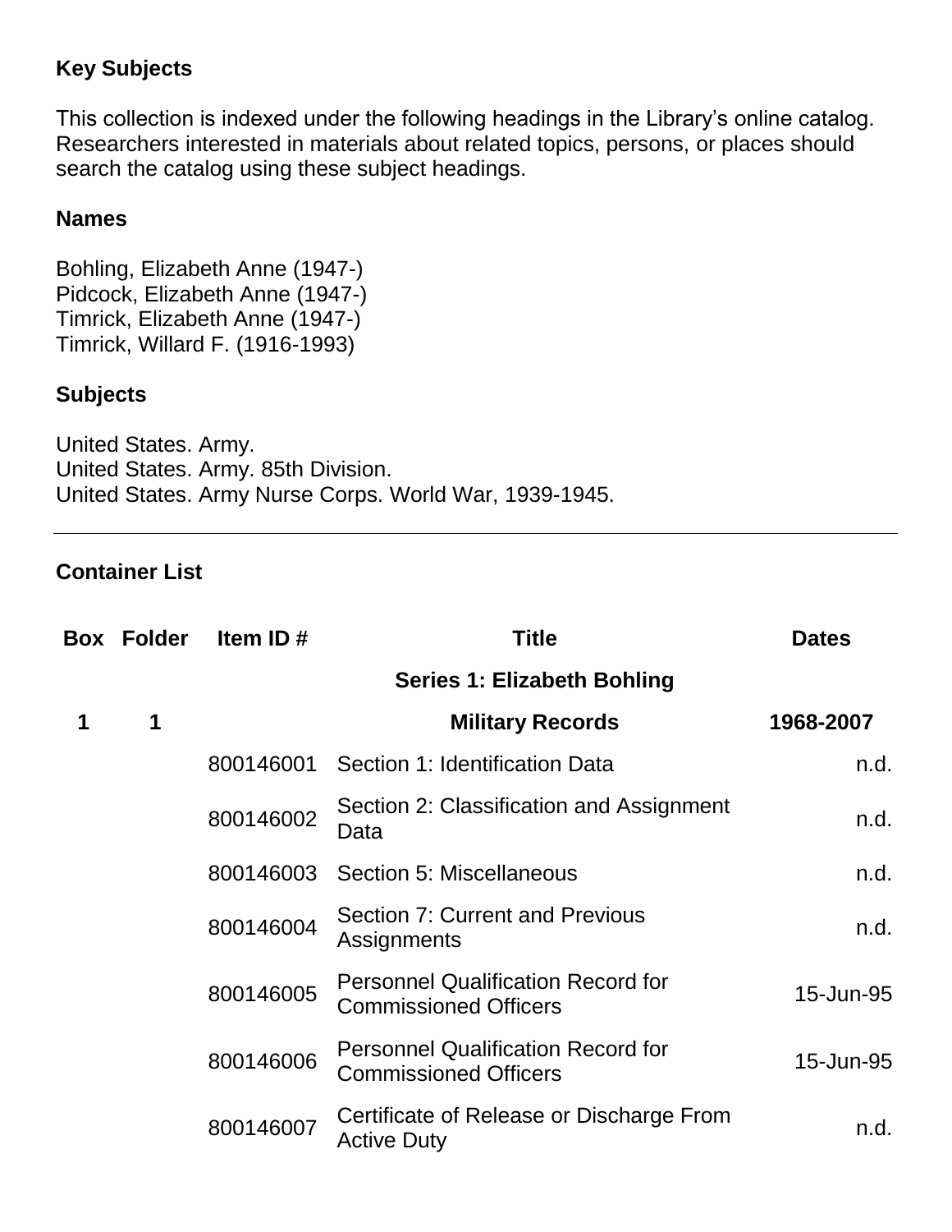### Key Subjects

This collection is indexed under the following headings in the Library's online catalog. Researchers interested in materials about related topics, persons, or places should search the catalog using these subject headings.

#### Names

Bohling, Elizabeth Anne (1947-)
Pidcock, Elizabeth Anne (1947-)
Timrick, Elizabeth Anne (1947-)
Timrick, Willard F. (1916-1993)

#### Subjects

United States. Army.
United States. Army. 85th Division.
United States. Army Nurse Corps. World War, 1939-1945.

---

### Container List

| Box | Folder | Item ID # | Title | Dates |
|---|---|---|---|---|
| | | | **Series 1: Elizabeth Bohling** | |
| **1** | **1** | | **Military Records** | **1968-2007** |
| | | 800146001 | Section 1: Identification Data | n.d. |
| | | 800146002 | Section 2: Classification and Assignment Data | n.d. |
| | | 800146003 | Section 5: Miscellaneous | n.d. |
| | | 800146004 | Section 7: Current and Previous Assignments | n.d. |
| | | 800146005 | Personnel Qualification Record for Commissioned Officers | 15-Jun-95 |
| | | 800146006 | Personnel Qualification Record for Commissioned Officers | 15-Jun-95 |
| | | 800146007 | Certificate of Release or Discharge From Active Duty | n.d. |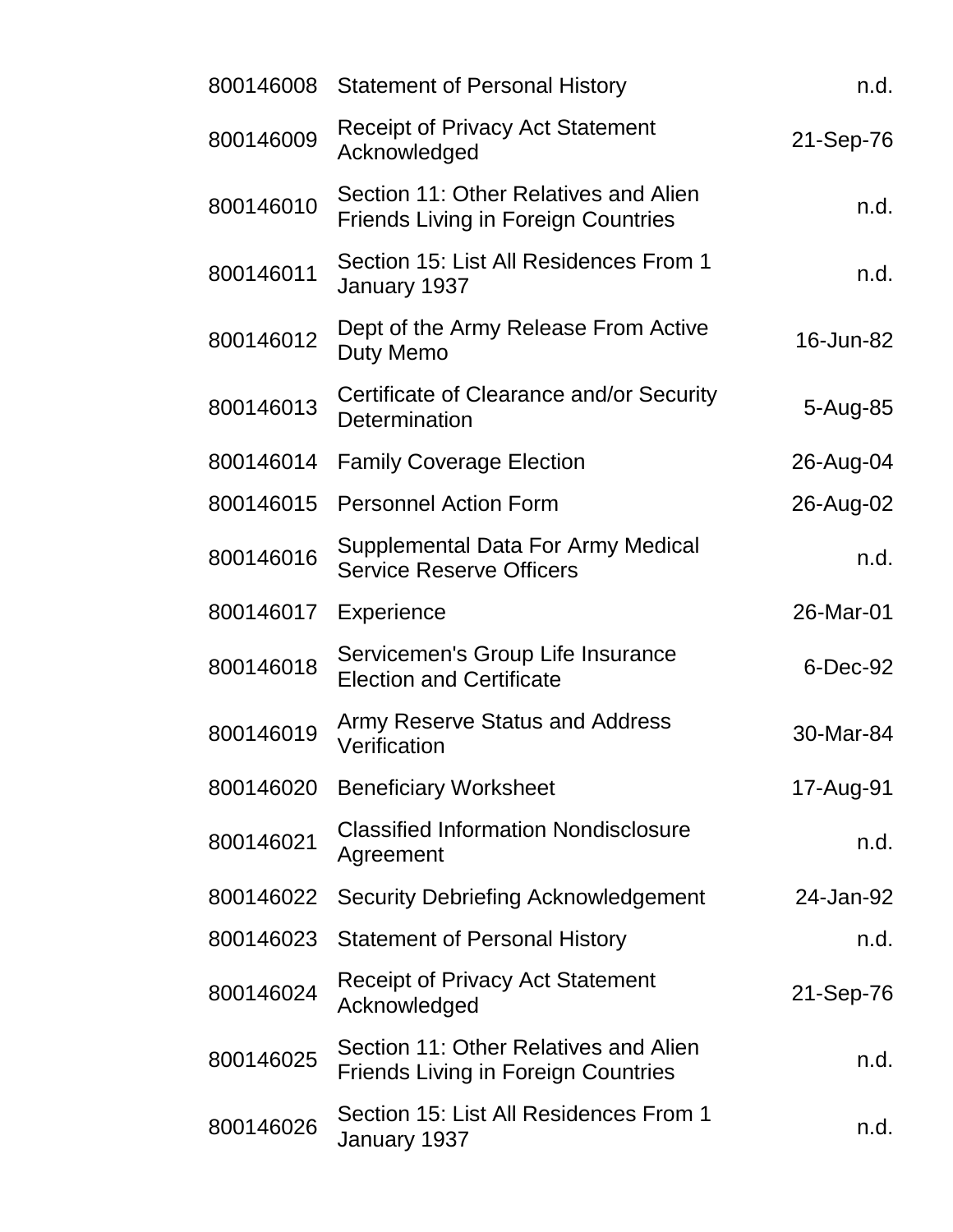| | | |
|---|---|---|
| 800146008 | Statement of Personal History | n.d. |
| 800146009 | Receipt of Privacy Act Statement Acknowledged | 21-Sep-76 |
| 800146010 | Section 11: Other Relatives and Alien Friends Living in Foreign Countries | n.d. |
| 800146011 | Section 15: List All Residences From 1 January 1937 | n.d. |
| 800146012 | Dept of the Army Release From Active Duty Memo | 16-Jun-82 |
| 800146013 | Certificate of Clearance and/or Security Determination | 5-Aug-85 |
| 800146014 | Family Coverage Election | 26-Aug-04 |
| 800146015 | Personnel Action Form | 26-Aug-02 |
| 800146016 | Supplemental Data For Army Medical Service Reserve Officers | n.d. |
| 800146017 | Experience | 26-Mar-01 |
| 800146018 | Servicemen's Group Life Insurance Election and Certificate | 6-Dec-92 |
| 800146019 | Army Reserve Status and Address Verification | 30-Mar-84 |
| 800146020 | Beneficiary Worksheet | 17-Aug-91 |
| 800146021 | Classified Information Nondisclosure Agreement | n.d. |
| 800146022 | Security Debriefing Acknowledgement | 24-Jan-92 |
| 800146023 | Statement of Personal History | n.d. |
| 800146024 | Receipt of Privacy Act Statement Acknowledged | 21-Sep-76 |
| 800146025 | Section 11: Other Relatives and Alien Friends Living in Foreign Countries | n.d. |
| 800146026 | Section 15: List All Residences From 1 January 1937 | n.d. |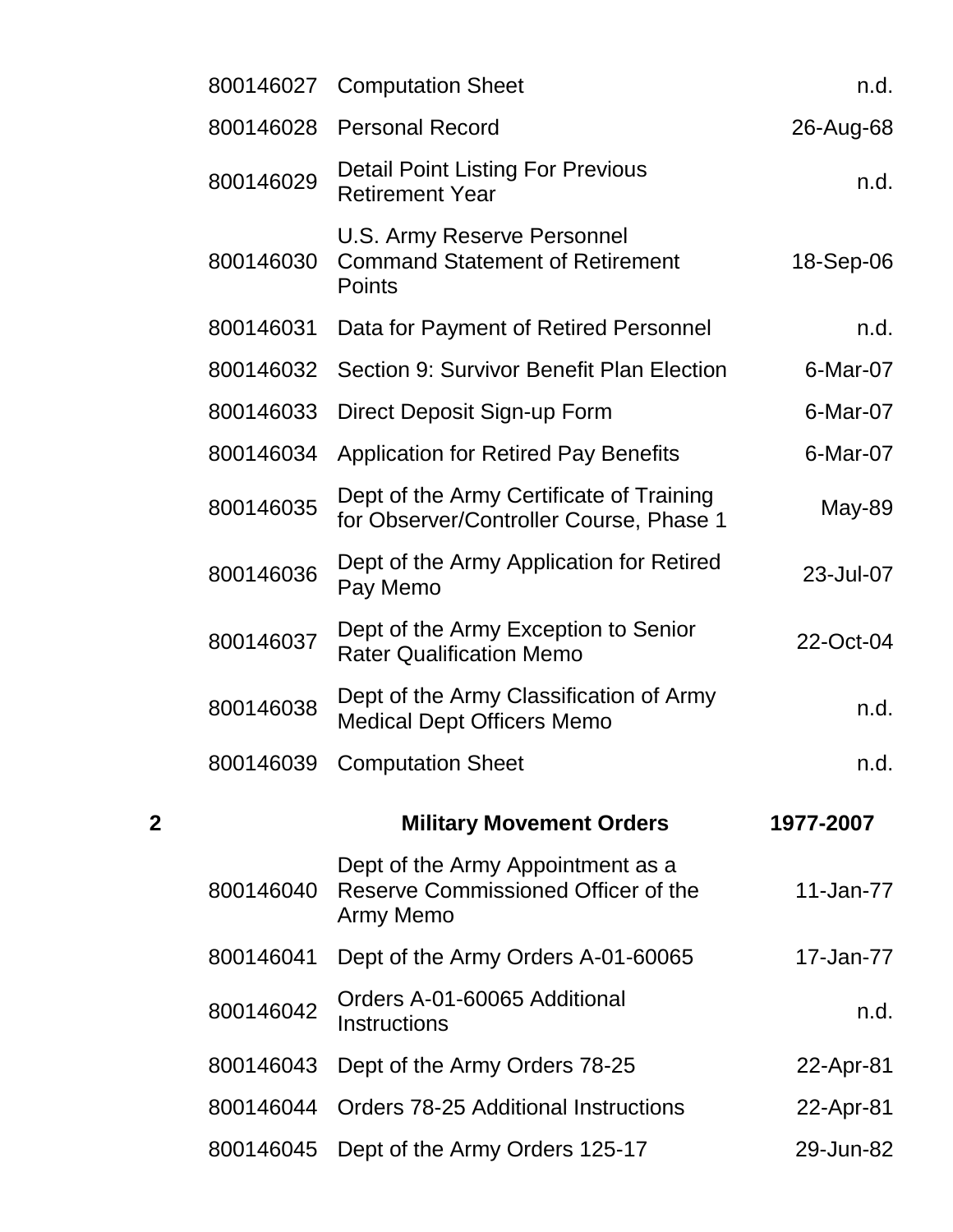| | | | |
|---|---|---|---|
| | 800146027 | Computation Sheet | n.d. |
| | 800146028 | Personal Record | 26-Aug-68 |
| | 800146029 | Detail Point Listing For Previous Retirement Year | n.d. |
| | 800146030 | U.S. Army Reserve Personnel Command Statement of Retirement Points | 18-Sep-06 |
| | 800146031 | Data for Payment of Retired Personnel | n.d. |
| | 800146032 | Section 9: Survivor Benefit Plan Election | 6-Mar-07 |
| | 800146033 | Direct Deposit Sign-up Form | 6-Mar-07 |
| | 800146034 | Application for Retired Pay Benefits | 6-Mar-07 |
| | 800146035 | Dept of the Army Certificate of Training for Observer/Controller Course, Phase 1 | May-89 |
| | 800146036 | Dept of the Army Application for Retired Pay Memo | 23-Jul-07 |
| | 800146037 | Dept of the Army Exception to Senior Rater Qualification Memo | 22-Oct-04 |
| | 800146038 | Dept of the Army Classification of Army Medical Dept Officers Memo | n.d. |
| | 800146039 | Computation Sheet | n.d. |
| **2** | | **Military Movement Orders** | **1977-2007** |
| | 800146040 | Dept of the Army Appointment as a Reserve Commissioned Officer of the Army Memo | 11-Jan-77 |
| | 800146041 | Dept of the Army Orders A-01-60065 | 17-Jan-77 |
| | 800146042 | Orders A-01-60065 Additional Instructions | n.d. |
| | 800146043 | Dept of the Army Orders 78-25 | 22-Apr-81 |
| | 800146044 | Orders 78-25 Additional Instructions | 22-Apr-81 |
| | 800146045 | Dept of the Army Orders 125-17 | 29-Jun-82 |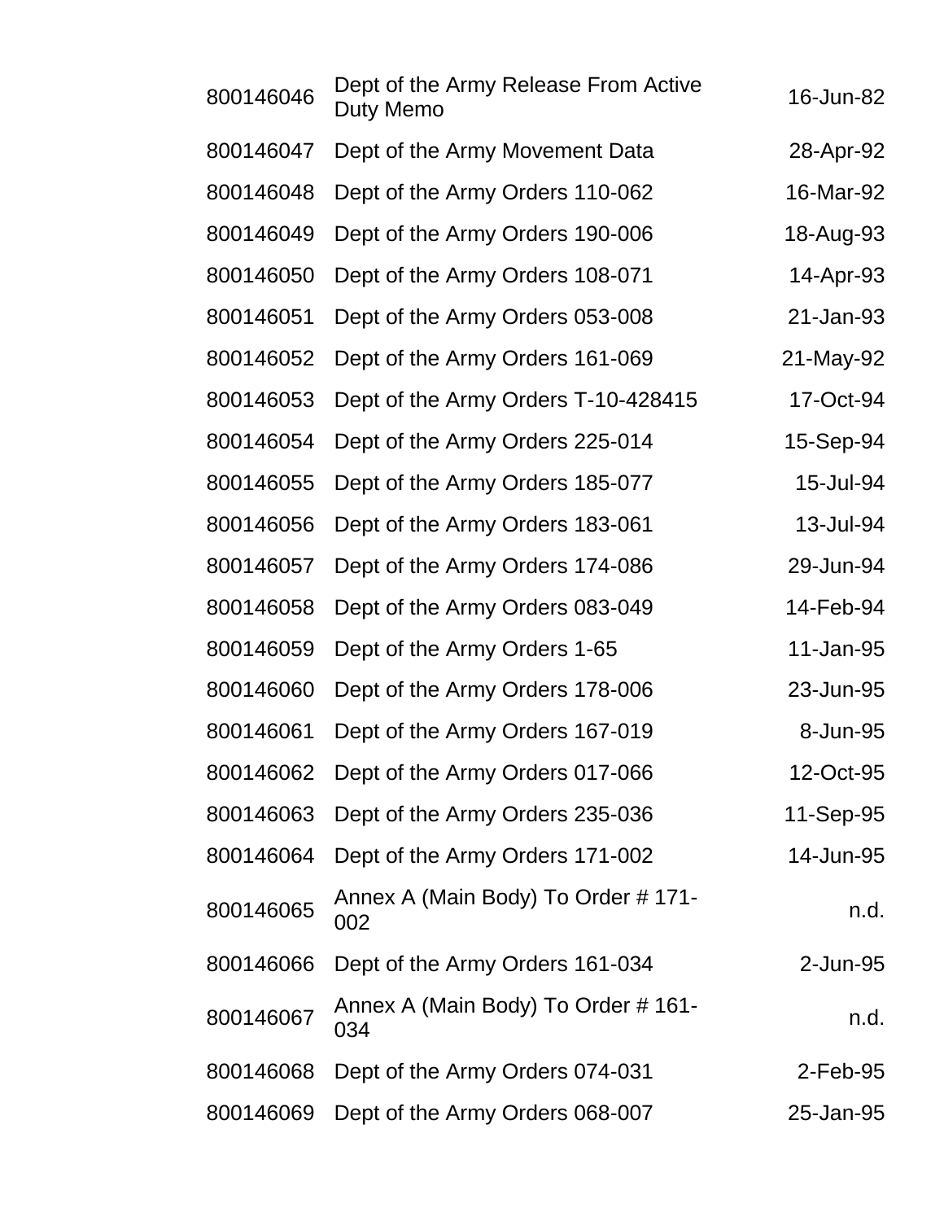| | | |
|---|---|---|
| 800146046 | Dept of the Army Release From Active Duty Memo | 16-Jun-82 |
| 800146047 | Dept of the Army Movement Data | 28-Apr-92 |
| 800146048 | Dept of the Army Orders 110-062 | 16-Mar-92 |
| 800146049 | Dept of the Army Orders 190-006 | 18-Aug-93 |
| 800146050 | Dept of the Army Orders 108-071 | 14-Apr-93 |
| 800146051 | Dept of the Army Orders 053-008 | 21-Jan-93 |
| 800146052 | Dept of the Army Orders 161-069 | 21-May-92 |
| 800146053 | Dept of the Army Orders T-10-428415 | 17-Oct-94 |
| 800146054 | Dept of the Army Orders 225-014 | 15-Sep-94 |
| 800146055 | Dept of the Army Orders 185-077 | 15-Jul-94 |
| 800146056 | Dept of the Army Orders 183-061 | 13-Jul-94 |
| 800146057 | Dept of the Army Orders 174-086 | 29-Jun-94 |
| 800146058 | Dept of the Army Orders 083-049 | 14-Feb-94 |
| 800146059 | Dept of the Army Orders 1-65 | 11-Jan-95 |
| 800146060 | Dept of the Army Orders 178-006 | 23-Jun-95 |
| 800146061 | Dept of the Army Orders 167-019 | 8-Jun-95 |
| 800146062 | Dept of the Army Orders 017-066 | 12-Oct-95 |
| 800146063 | Dept of the Army Orders 235-036 | 11-Sep-95 |
| 800146064 | Dept of the Army Orders 171-002 | 14-Jun-95 |
| 800146065 | Annex A (Main Body) To Order # 171-002 | n.d. |
| 800146066 | Dept of the Army Orders 161-034 | 2-Jun-95 |
| 800146067 | Annex A (Main Body) To Order # 161-034 | n.d. |
| 800146068 | Dept of the Army Orders 074-031 | 2-Feb-95 |
| 800146069 | Dept of the Army Orders 068-007 | 25-Jan-95 |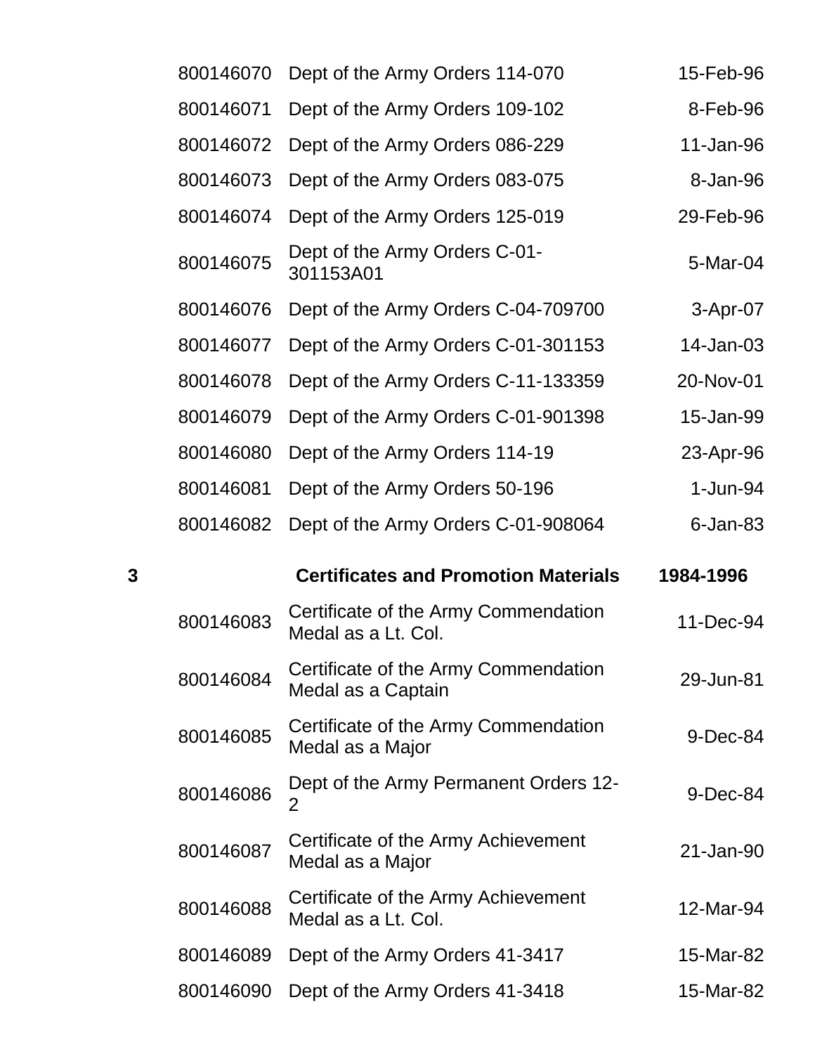| | | | |
|---|---|---|---|
| | 800146070 | Dept of the Army Orders 114-070 | 15-Feb-96 |
| | 800146071 | Dept of the Army Orders 109-102 | 8-Feb-96 |
| | 800146072 | Dept of the Army Orders 086-229 | 11-Jan-96 |
| | 800146073 | Dept of the Army Orders 083-075 | 8-Jan-96 |
| | 800146074 | Dept of the Army Orders 125-019 | 29-Feb-96 |
| | 800146075 | Dept of the Army Orders C-01-301153A01 | 5-Mar-04 |
| | 800146076 | Dept of the Army Orders C-04-709700 | 3-Apr-07 |
| | 800146077 | Dept of the Army Orders C-01-301153 | 14-Jan-03 |
| | 800146078 | Dept of the Army Orders C-11-133359 | 20-Nov-01 |
| | 800146079 | Dept of the Army Orders C-01-901398 | 15-Jan-99 |
| | 800146080 | Dept of the Army Orders 114-19 | 23-Apr-96 |
| | 800146081 | Dept of the Army Orders 50-196 | 1-Jun-94 |
| | 800146082 | Dept of the Army Orders C-01-908064 | 6-Jan-83 |
| **3** | | **Certificates and Promotion Materials** | **1984-1996** |
| | 800146083 | Certificate of the Army Commendation Medal as a Lt. Col. | 11-Dec-94 |
| | 800146084 | Certificate of the Army Commendation Medal as a Captain | 29-Jun-81 |
| | 800146085 | Certificate of the Army Commendation Medal as a Major | 9-Dec-84 |
| | 800146086 | Dept of the Army Permanent Orders 12-2 | 9-Dec-84 |
| | 800146087 | Certificate of the Army Achievement Medal as a Major | 21-Jan-90 |
| | 800146088 | Certificate of the Army Achievement Medal as a Lt. Col. | 12-Mar-94 |
| | 800146089 | Dept of the Army Orders 41-3417 | 15-Mar-82 |
| | 800146090 | Dept of the Army Orders 41-3418 | 15-Mar-82 |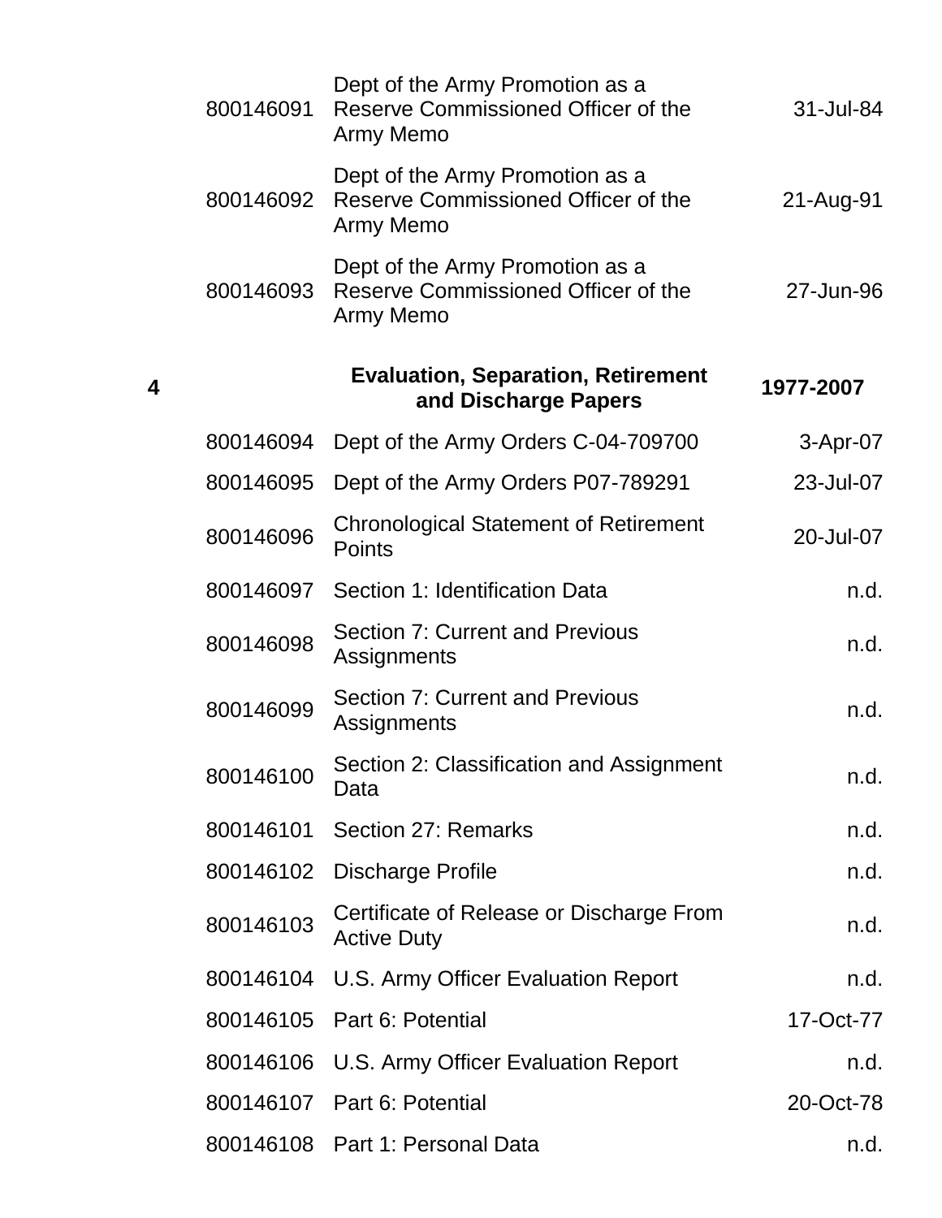| | | | |
|---|---|---|---|
| | 800146091 | Dept of the Army Promotion as a Reserve Commissioned Officer of the Army Memo | 31-Jul-84 |
| | 800146092 | Dept of the Army Promotion as a Reserve Commissioned Officer of the Army Memo | 21-Aug-91 |
| | 800146093 | Dept of the Army Promotion as a Reserve Commissioned Officer of the Army Memo | 27-Jun-96 |
| **4** | | **Evaluation, Separation, Retirement and Discharge Papers** | **1977-2007** |
| | 800146094 | Dept of the Army Orders C-04-709700 | 3-Apr-07 |
| | 800146095 | Dept of the Army Orders P07-789291 | 23-Jul-07 |
| | 800146096 | Chronological Statement of Retirement Points | 20-Jul-07 |
| | 800146097 | Section 1: Identification Data | n.d. |
| | 800146098 | Section 7: Current and Previous Assignments | n.d. |
| | 800146099 | Section 7: Current and Previous Assignments | n.d. |
| | 800146100 | Section 2: Classification and Assignment Data | n.d. |
| | 800146101 | Section 27: Remarks | n.d. |
| | 800146102 | Discharge Profile | n.d. |
| | 800146103 | Certificate of Release or Discharge From Active Duty | n.d. |
| | 800146104 | U.S. Army Officer Evaluation Report | n.d. |
| | 800146105 | Part 6: Potential | 17-Oct-77 |
| | 800146106 | U.S. Army Officer Evaluation Report | n.d. |
| | 800146107 | Part 6: Potential | 20-Oct-78 |
| | 800146108 | Part 1: Personal Data | n.d. |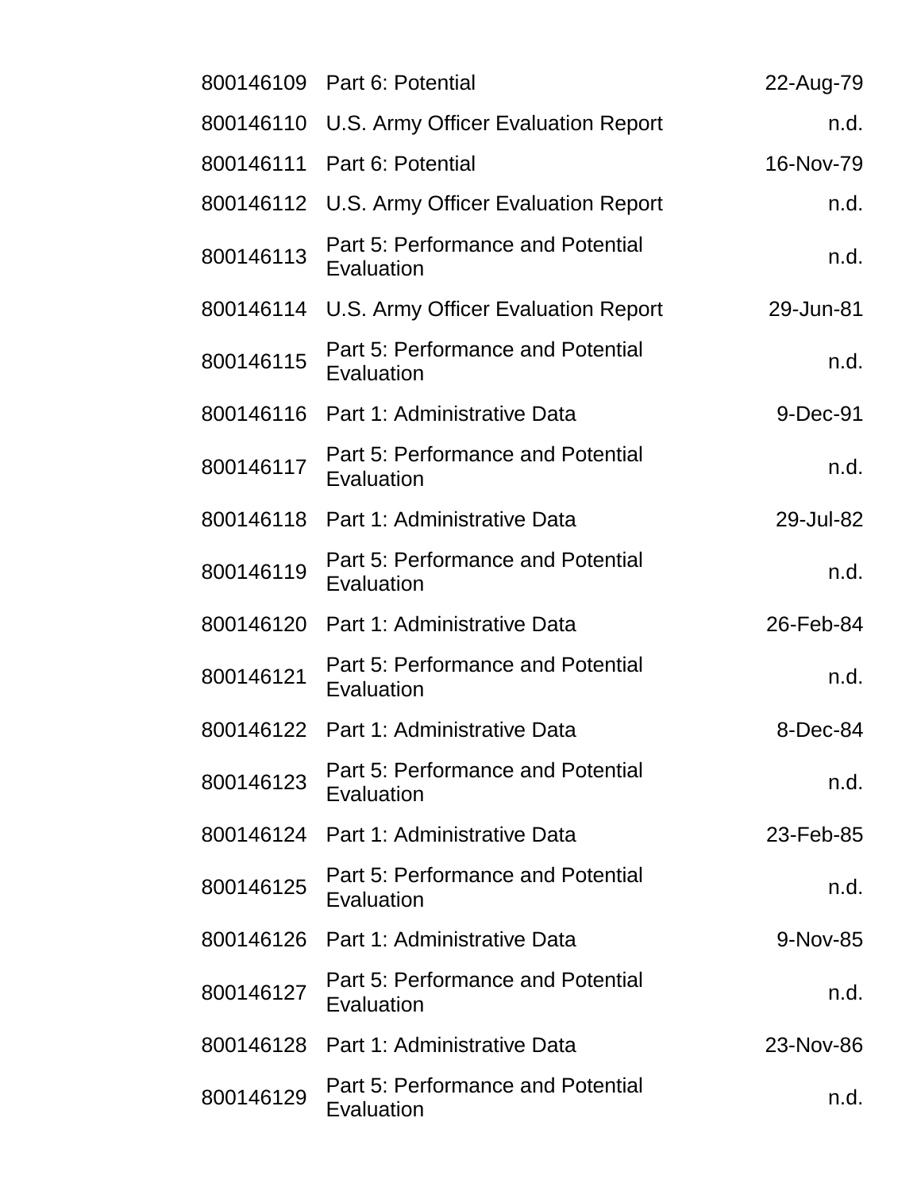| | | |
|---|---|---|
| 800146109 | Part 6: Potential | 22-Aug-79 |
| 800146110 | U.S. Army Officer Evaluation Report | n.d. |
| 800146111 | Part 6: Potential | 16-Nov-79 |
| 800146112 | U.S. Army Officer Evaluation Report | n.d. |
| 800146113 | Part 5: Performance and Potential Evaluation | n.d. |
| 800146114 | U.S. Army Officer Evaluation Report | 29-Jun-81 |
| 800146115 | Part 5: Performance and Potential Evaluation | n.d. |
| 800146116 | Part 1: Administrative Data | 9-Dec-91 |
| 800146117 | Part 5: Performance and Potential Evaluation | n.d. |
| 800146118 | Part 1: Administrative Data | 29-Jul-82 |
| 800146119 | Part 5: Performance and Potential Evaluation | n.d. |
| 800146120 | Part 1: Administrative Data | 26-Feb-84 |
| 800146121 | Part 5: Performance and Potential Evaluation | n.d. |
| 800146122 | Part 1: Administrative Data | 8-Dec-84 |
| 800146123 | Part 5: Performance and Potential Evaluation | n.d. |
| 800146124 | Part 1: Administrative Data | 23-Feb-85 |
| 800146125 | Part 5: Performance and Potential Evaluation | n.d. |
| 800146126 | Part 1: Administrative Data | 9-Nov-85 |
| 800146127 | Part 5: Performance and Potential Evaluation | n.d. |
| 800146128 | Part 1: Administrative Data | 23-Nov-86 |
| 800146129 | Part 5: Performance and Potential Evaluation | n.d. |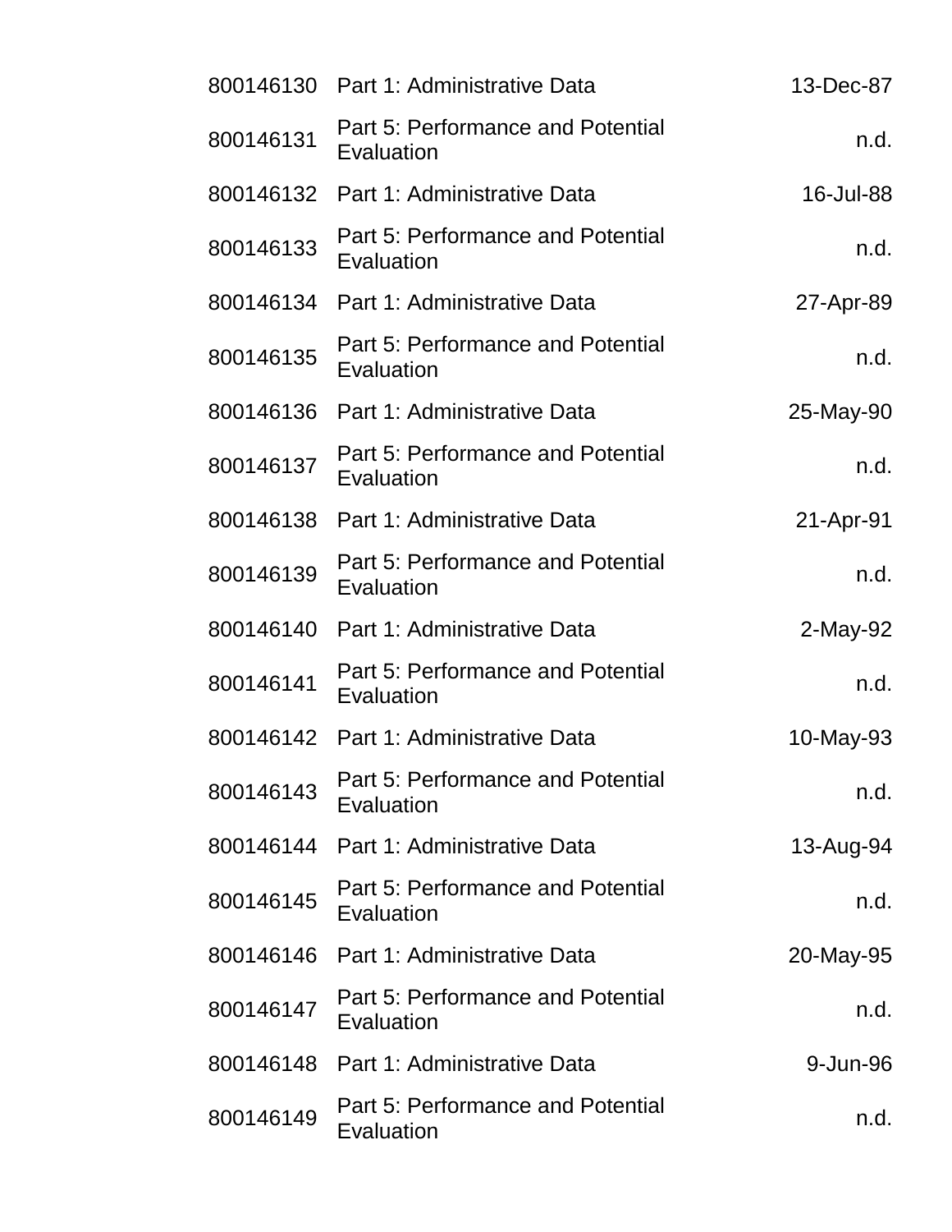| | | |
|---|---|---|
| 800146130 | Part 1: Administrative Data | 13-Dec-87 |
| 800146131 | Part 5: Performance and Potential Evaluation | n.d. |
| 800146132 | Part 1: Administrative Data | 16-Jul-88 |
| 800146133 | Part 5: Performance and Potential Evaluation | n.d. |
| 800146134 | Part 1: Administrative Data | 27-Apr-89 |
| 800146135 | Part 5: Performance and Potential Evaluation | n.d. |
| 800146136 | Part 1: Administrative Data | 25-May-90 |
| 800146137 | Part 5: Performance and Potential Evaluation | n.d. |
| 800146138 | Part 1: Administrative Data | 21-Apr-91 |
| 800146139 | Part 5: Performance and Potential Evaluation | n.d. |
| 800146140 | Part 1: Administrative Data | 2-May-92 |
| 800146141 | Part 5: Performance and Potential Evaluation | n.d. |
| 800146142 | Part 1: Administrative Data | 10-May-93 |
| 800146143 | Part 5: Performance and Potential Evaluation | n.d. |
| 800146144 | Part 1: Administrative Data | 13-Aug-94 |
| 800146145 | Part 5: Performance and Potential Evaluation | n.d. |
| 800146146 | Part 1: Administrative Data | 20-May-95 |
| 800146147 | Part 5: Performance and Potential Evaluation | n.d. |
| 800146148 | Part 1: Administrative Data | 9-Jun-96 |
| 800146149 | Part 5: Performance and Potential Evaluation | n.d. |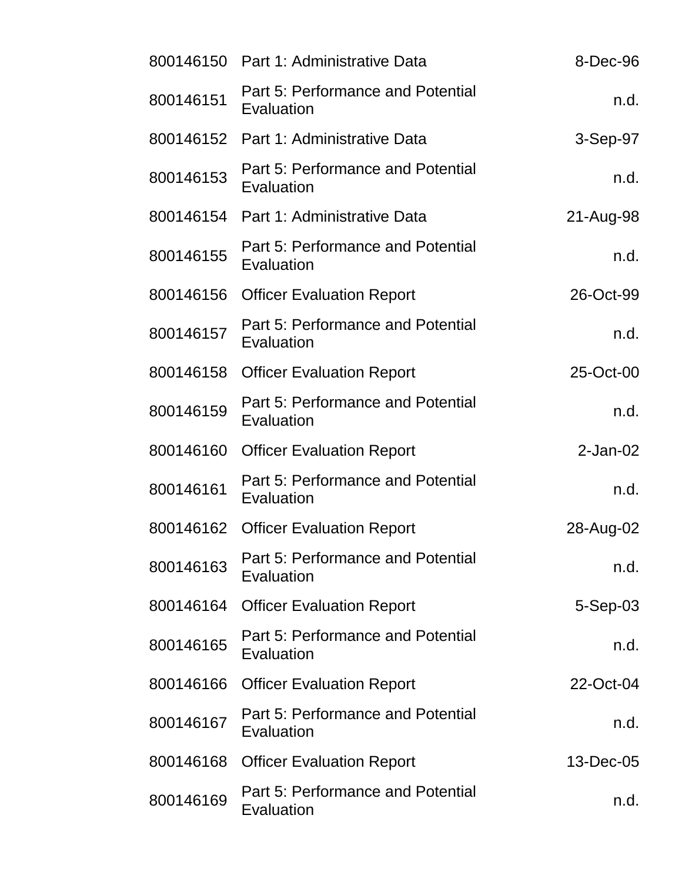| | | |
|---|---|---|
| 800146150 | Part 1: Administrative Data | 8-Dec-96 |
| 800146151 | Part 5: Performance and Potential Evaluation | n.d. |
| 800146152 | Part 1: Administrative Data | 3-Sep-97 |
| 800146153 | Part 5: Performance and Potential Evaluation | n.d. |
| 800146154 | Part 1: Administrative Data | 21-Aug-98 |
| 800146155 | Part 5: Performance and Potential Evaluation | n.d. |
| 800146156 | Officer Evaluation Report | 26-Oct-99 |
| 800146157 | Part 5: Performance and Potential Evaluation | n.d. |
| 800146158 | Officer Evaluation Report | 25-Oct-00 |
| 800146159 | Part 5: Performance and Potential Evaluation | n.d. |
| 800146160 | Officer Evaluation Report | 2-Jan-02 |
| 800146161 | Part 5: Performance and Potential Evaluation | n.d. |
| 800146162 | Officer Evaluation Report | 28-Aug-02 |
| 800146163 | Part 5: Performance and Potential Evaluation | n.d. |
| 800146164 | Officer Evaluation Report | 5-Sep-03 |
| 800146165 | Part 5: Performance and Potential Evaluation | n.d. |
| 800146166 | Officer Evaluation Report | 22-Oct-04 |
| 800146167 | Part 5: Performance and Potential Evaluation | n.d. |
| 800146168 | Officer Evaluation Report | 13-Dec-05 |
| 800146169 | Part 5: Performance and Potential Evaluation | n.d. |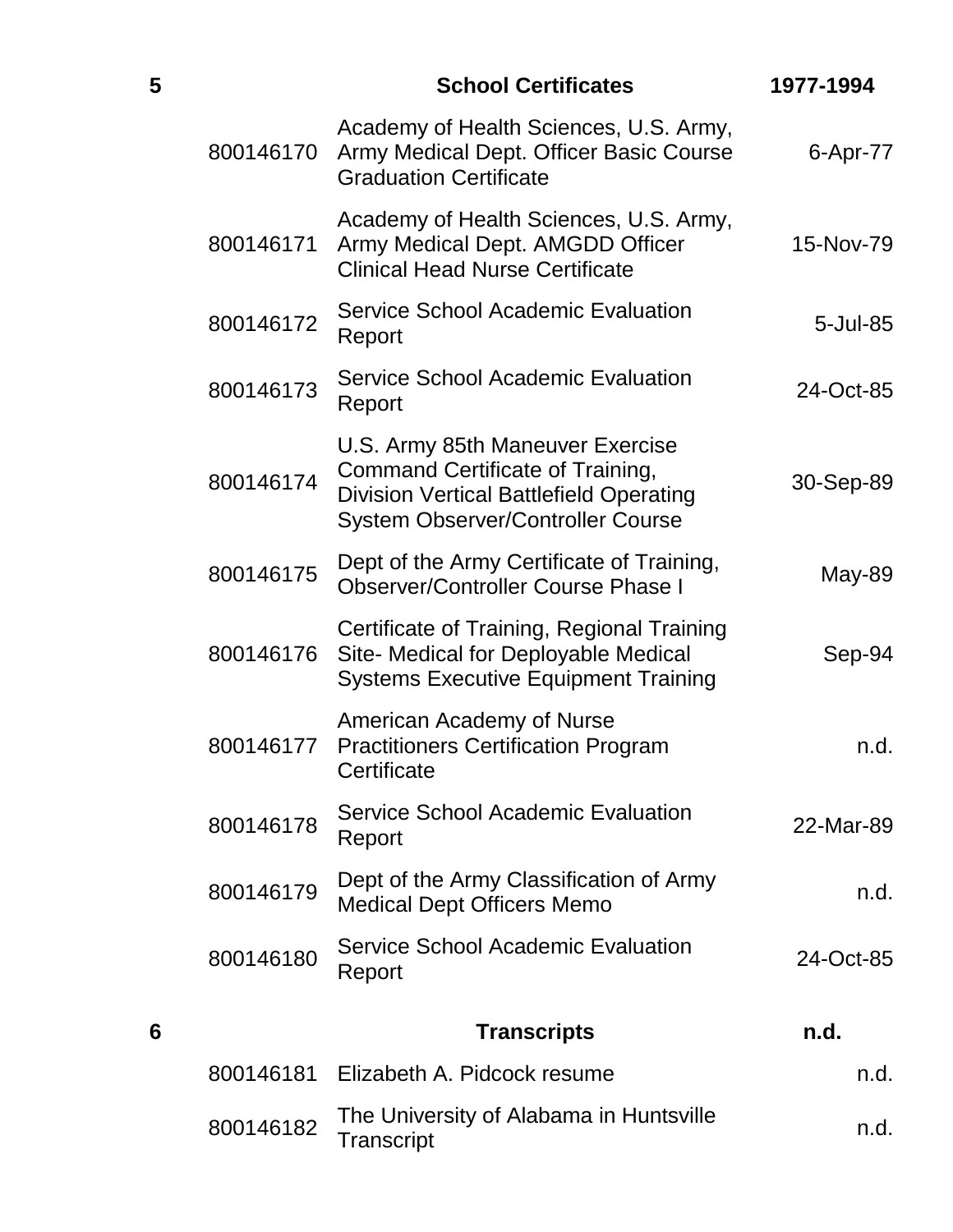| | | | |
|---|---|---|---|
| **5** | | **School Certificates** | **1977-1994** |
| | 800146170 | Academy of Health Sciences, U.S. Army, Army Medical Dept. Officer Basic Course Graduation Certificate | 6-Apr-77 |
| | 800146171 | Academy of Health Sciences, U.S. Army, Army Medical Dept. AMGDD Officer Clinical Head Nurse Certificate | 15-Nov-79 |
| | 800146172 | Service School Academic Evaluation Report | 5-Jul-85 |
| | 800146173 | Service School Academic Evaluation Report | 24-Oct-85 |
| | 800146174 | U.S. Army 85th Maneuver Exercise Command Certificate of Training, Division Vertical Battlefield Operating System Observer/Controller Course | 30-Sep-89 |
| | 800146175 | Dept of the Army Certificate of Training, Observer/Controller Course Phase I | May-89 |
| | 800146176 | Certificate of Training, Regional Training Site- Medical for Deployable Medical Systems Executive Equipment Training | Sep-94 |
| | 800146177 | American Academy of Nurse Practitioners Certification Program Certificate | n.d. |
| | 800146178 | Service School Academic Evaluation Report | 22-Mar-89 |
| | 800146179 | Dept of the Army Classification of Army Medical Dept Officers Memo | n.d. |
| | 800146180 | Service School Academic Evaluation Report | 24-Oct-85 |
| **6** | | **Transcripts** | **n.d.** |
| | 800146181 | Elizabeth A. Pidcock resume | n.d. |
| | 800146182 | The University of Alabama in Huntsville Transcript | n.d. |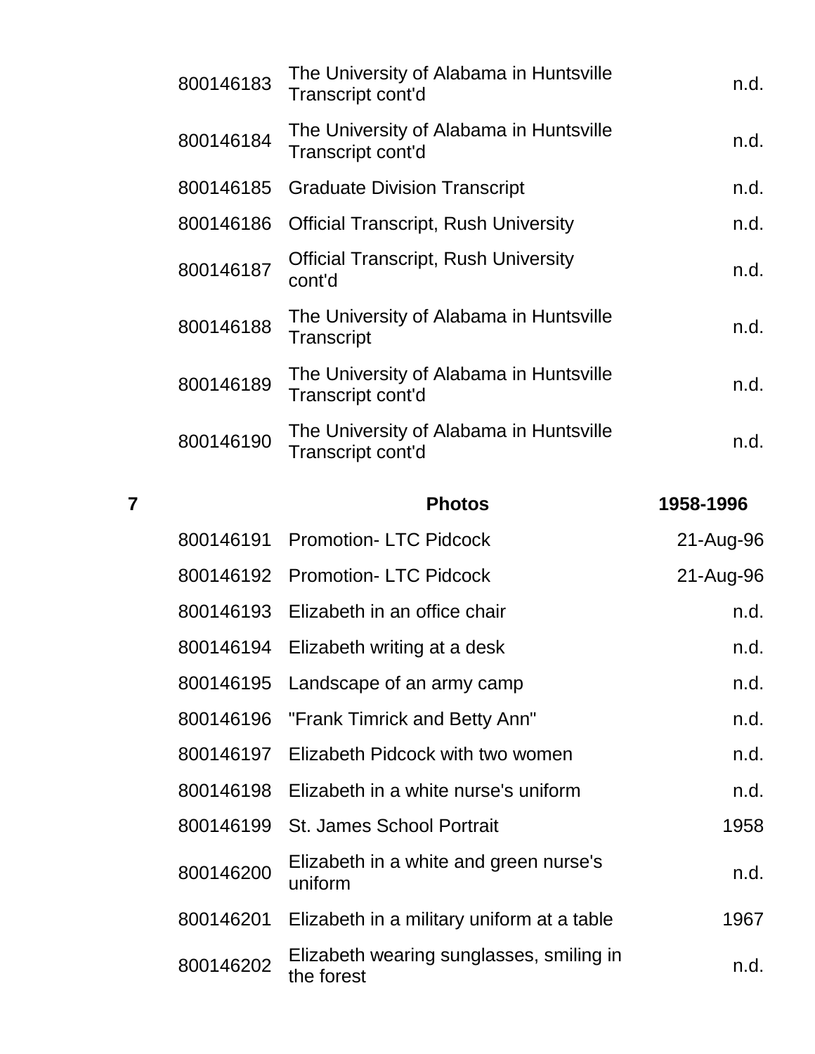| | | | |
|---|---|---|---|
| | 800146183 | The University of Alabama in Huntsville Transcript cont'd | n.d. |
| | 800146184 | The University of Alabama in Huntsville Transcript cont'd | n.d. |
| | 800146185 | Graduate Division Transcript | n.d. |
| | 800146186 | Official Transcript, Rush University | n.d. |
| | 800146187 | Official Transcript, Rush University cont'd | n.d. |
| | 800146188 | The University of Alabama in Huntsville Transcript | n.d. |
| | 800146189 | The University of Alabama in Huntsville Transcript cont'd | n.d. |
| | 800146190 | The University of Alabama in Huntsville Transcript cont'd | n.d. |
| **7** | | **Photos** | **1958-1996** |
| | 800146191 | Promotion- LTC Pidcock | 21-Aug-96 |
| | 800146192 | Promotion- LTC Pidcock | 21-Aug-96 |
| | 800146193 | Elizabeth in an office chair | n.d. |
| | 800146194 | Elizabeth writing at a desk | n.d. |
| | 800146195 | Landscape of an army camp | n.d. |
| | 800146196 | "Frank Timrick and Betty Ann" | n.d. |
| | 800146197 | Elizabeth Pidcock with two women | n.d. |
| | 800146198 | Elizabeth in a white nurse's uniform | n.d. |
| | 800146199 | St. James School Portrait | 1958 |
| | 800146200 | Elizabeth in a white and green nurse's uniform | n.d. |
| | 800146201 | Elizabeth in a military uniform at a table | 1967 |
| | 800146202 | Elizabeth wearing sunglasses, smiling in the forest | n.d. |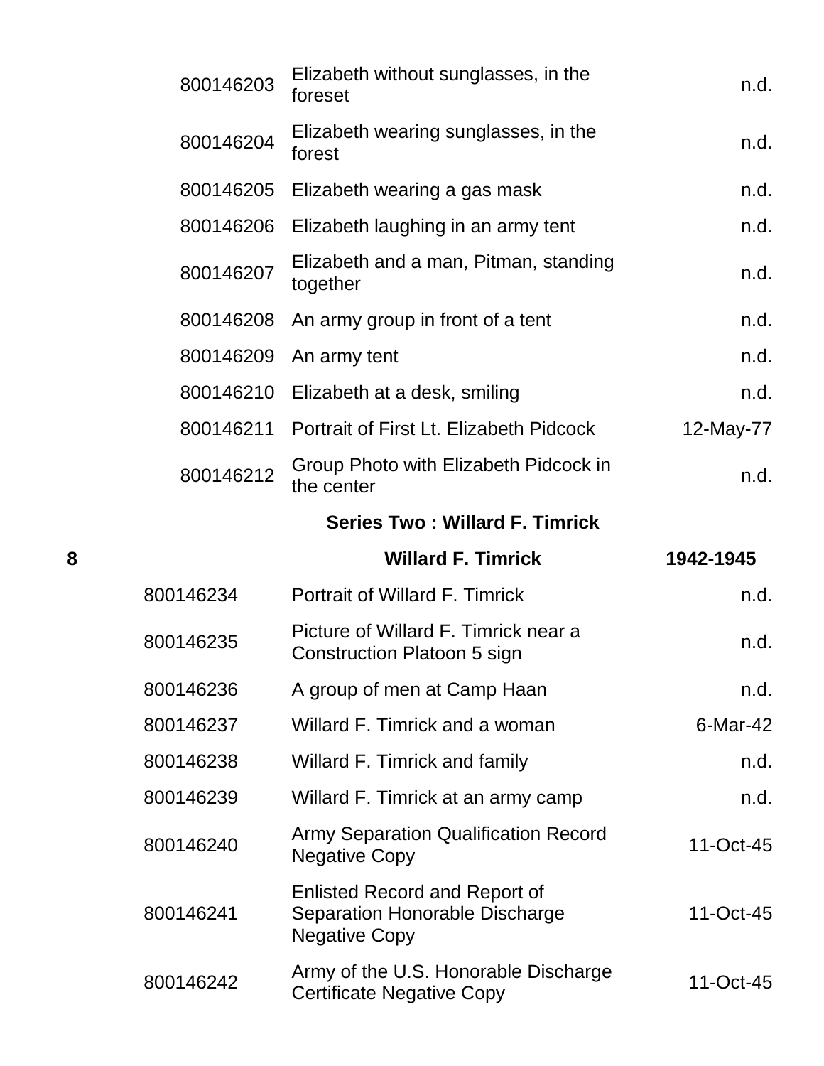| | | | |
|---|---|---|---|
| | 800146203 | Elizabeth without sunglasses, in the foreset | n.d. |
| | 800146204 | Elizabeth wearing sunglasses, in the forest | n.d. |
| | 800146205 | Elizabeth wearing a gas mask | n.d. |
| | 800146206 | Elizabeth laughing in an army tent | n.d. |
| | 800146207 | Elizabeth and a man, Pitman, standing together | n.d. |
| | 800146208 | An army group in front of a tent | n.d. |
| | 800146209 | An army tent | n.d. |
| | 800146210 | Elizabeth at a desk, smiling | n.d. |
| | 800146211 | Portrait of First Lt. Elizabeth Pidcock | 12-May-77 |
| | 800146212 | Group Photo with Elizabeth Pidcock in the center | n.d. |

**Series Two : Willard F. Timrick**

| | | | |
|---|---|---|---|
| **8** | | **Willard F. Timrick** | **1942-1945** |
| | 800146234 | Portrait of Willard F. Timrick | n.d. |
| | 800146235 | Picture of Willard F. Timrick near a Construction Platoon 5 sign | n.d. |
| | 800146236 | A group of men at Camp Haan | n.d. |
| | 800146237 | Willard F. Timrick and a woman | 6-Mar-42 |
| | 800146238 | Willard F. Timrick and family | n.d. |
| | 800146239 | Willard F. Timrick at an army camp | n.d. |
| | 800146240 | Army Separation Qualification Record Negative Copy | 11-Oct-45 |
| | 800146241 | Enlisted Record and Report of Separation Honorable Discharge Negative Copy | 11-Oct-45 |
| | 800146242 | Army of the U.S. Honorable Discharge Certificate Negative Copy | 11-Oct-45 |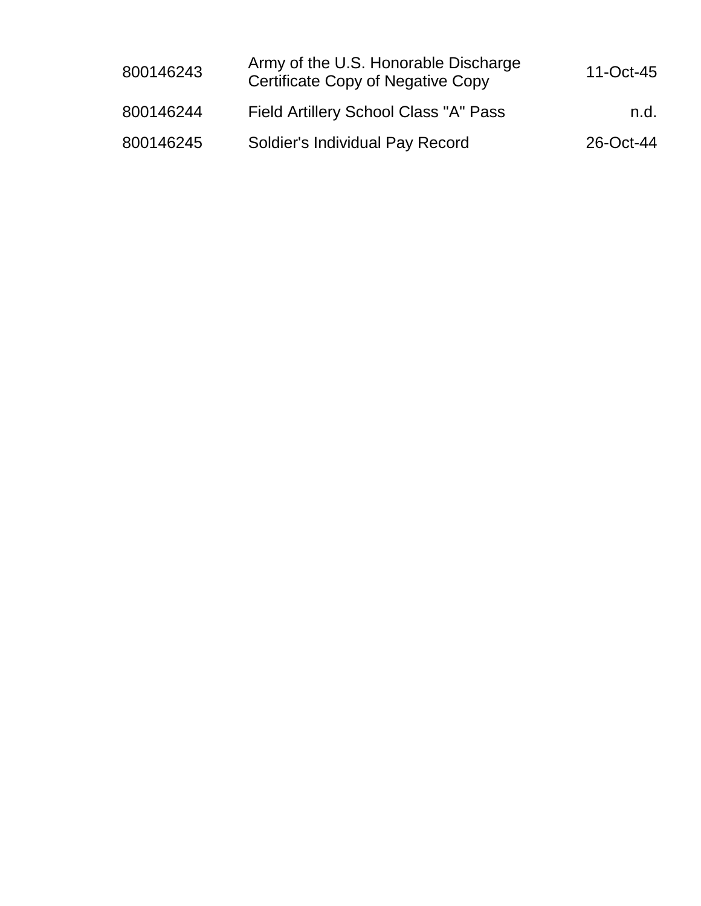| | | |
|---|---|---|
| 800146243 | Army of the U.S. Honorable Discharge Certificate Copy of Negative Copy | 11-Oct-45 |
| 800146244 | Field Artillery School Class "A" Pass | n.d. |
| 800146245 | Soldier's Individual Pay Record | 26-Oct-44 |